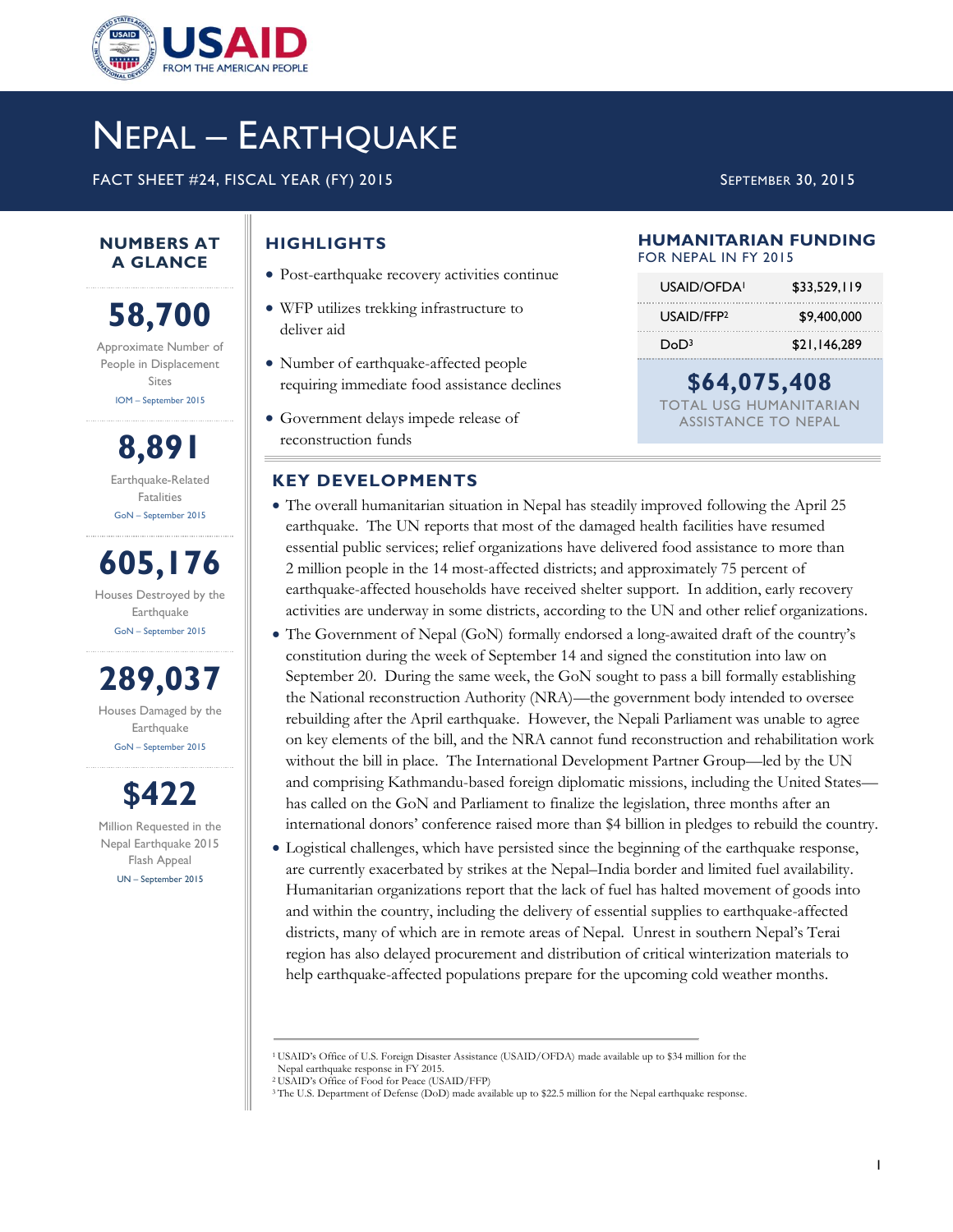# NEPAL – EARTHQUAKE

FACT SHEET #24, FISCAL YEAR (FY) 2015

SEPTEMBER 30, 2015

## NUMBERS AT A GLANCE

**58,700**

Approximate Number of People in Displacement Sites

IOM – September 2015

**8,891**

Earthquake-Related Fatalities

GoN – September 2015

**605,176**

Houses Destroyed by the Earthquake

GoN – September 2015

**289,037**

Houses Damaged by the Earthquake

GoN – September 2015

**$422**

Million Requested in the Nepal Earthquake 2015 Flash Appeal

UN – September 2015

## HIGHLIGHTS

- Post-earthquake recovery activities continue
- WFP utilizes trekking infrastructure to deliver aid
- Number of earthquake-affected people requiring immediate food assistance declines
- Government delays impede release of reconstruction funds

## HUMANITARIAN FUNDING FOR NEPAL IN FY 2015

| | |
|---|---|
| USAID/OFDA[1] | $33,529,119 |
| USAID/FFP[2] | $9,400,000 |
| DoD[3] | $21,146,289 |

**$64,075,408**

TOTAL USG HUMANITARIAN ASSISTANCE TO NEPAL

## KEY DEVELOPMENTS

- The overall humanitarian situation in Nepal has steadily improved following the April 25 earthquake. The UN reports that most of the damaged health facilities have resumed essential public services; relief organizations have delivered food assistance to more than 2 million people in the 14 most-affected districts; and approximately 75 percent of earthquake-affected households have received shelter support. In addition, early recovery activities are underway in some districts, according to the UN and other relief organizations.
- The Government of Nepal (GoN) formally endorsed a long-awaited draft of the country's constitution during the week of September 14 and signed the constitution into law on September 20. During the same week, the GoN sought to pass a bill formally establishing the National reconstruction Authority (NRA)—the government body intended to oversee rebuilding after the April earthquake. However, the Nepali Parliament was unable to agree on key elements of the bill, and the NRA cannot fund reconstruction and rehabilitation work without the bill in place. The International Development Partner Group—led by the UN and comprising Kathmandu-based foreign diplomatic missions, including the United States—has called on the GoN and Parliament to finalize the legislation, three months after an international donors' conference raised more than $4 billion in pledges to rebuild the country.
- Logistical challenges, which have persisted since the beginning of the earthquake response, are currently exacerbated by strikes at the Nepal–India border and limited fuel availability. Humanitarian organizations report that the lack of fuel has halted movement of goods into and within the country, including the delivery of essential supplies to earthquake-affected districts, many of which are in remote areas of Nepal. Unrest in southern Nepal's Terai region has also delayed procurement and distribution of critical winterization materials to help earthquake-affected populations prepare for the upcoming cold weather months.

---

[1] USAID's Office of U.S. Foreign Disaster Assistance (USAID/OFDA) made available up to $34 million for the Nepal earthquake response in FY 2015.

[2] USAID's Office of Food for Peace (USAID/FFP)

[3] The U.S. Department of Defense (DoD) made available up to $22.5 million for the Nepal earthquake response.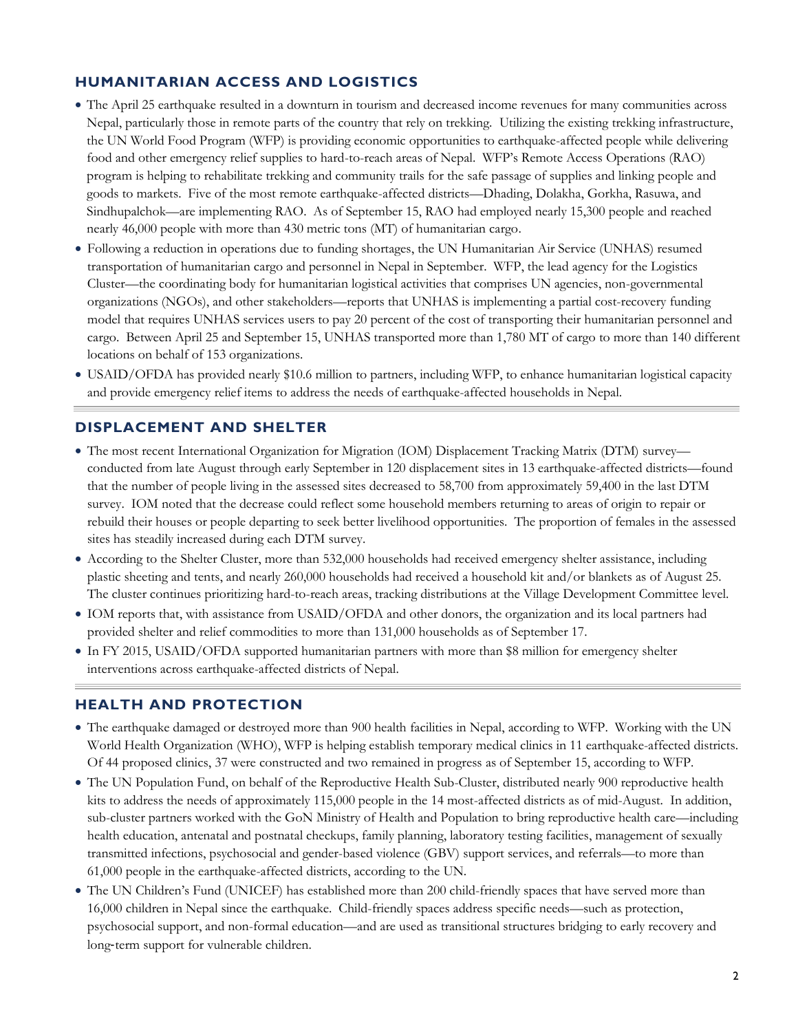## HUMANITARIAN ACCESS AND LOGISTICS

- The April 25 earthquake resulted in a downturn in tourism and decreased income revenues for many communities across Nepal, particularly those in remote parts of the country that rely on trekking. Utilizing the existing trekking infrastructure, the UN World Food Program (WFP) is providing economic opportunities to earthquake-affected people while delivering food and other emergency relief supplies to hard-to-reach areas of Nepal. WFP's Remote Access Operations (RAO) program is helping to rehabilitate trekking and community trails for the safe passage of supplies and linking people and goods to markets. Five of the most remote earthquake-affected districts—Dhading, Dolakha, Gorkha, Rasuwa, and Sindhupalchok—are implementing RAO. As of September 15, RAO had employed nearly 15,300 people and reached nearly 46,000 people with more than 430 metric tons (MT) of humanitarian cargo.
- Following a reduction in operations due to funding shortages, the UN Humanitarian Air Service (UNHAS) resumed transportation of humanitarian cargo and personnel in Nepal in September. WFP, the lead agency for the Logistics Cluster—the coordinating body for humanitarian logistical activities that comprises UN agencies, non-governmental organizations (NGOs), and other stakeholders—reports that UNHAS is implementing a partial cost-recovery funding model that requires UNHAS services users to pay 20 percent of the cost of transporting their humanitarian personnel and cargo. Between April 25 and September 15, UNHAS transported more than 1,780 MT of cargo to more than 140 different locations on behalf of 153 organizations.
- USAID/OFDA has provided nearly $10.6 million to partners, including WFP, to enhance humanitarian logistical capacity and provide emergency relief items to address the needs of earthquake-affected households in Nepal.

## DISPLACEMENT AND SHELTER

- The most recent International Organization for Migration (IOM) Displacement Tracking Matrix (DTM) survey—conducted from late August through early September in 120 displacement sites in 13 earthquake-affected districts—found that the number of people living in the assessed sites decreased to 58,700 from approximately 59,400 in the last DTM survey. IOM noted that the decrease could reflect some household members returning to areas of origin to repair or rebuild their houses or people departing to seek better livelihood opportunities. The proportion of females in the assessed sites has steadily increased during each DTM survey.
- According to the Shelter Cluster, more than 532,000 households had received emergency shelter assistance, including plastic sheeting and tents, and nearly 260,000 households had received a household kit and/or blankets as of August 25. The cluster continues prioritizing hard-to-reach areas, tracking distributions at the Village Development Committee level.
- IOM reports that, with assistance from USAID/OFDA and other donors, the organization and its local partners had provided shelter and relief commodities to more than 131,000 households as of September 17.
- In FY 2015, USAID/OFDA supported humanitarian partners with more than $8 million for emergency shelter interventions across earthquake-affected districts of Nepal.

## HEALTH AND PROTECTION

- The earthquake damaged or destroyed more than 900 health facilities in Nepal, according to WFP. Working with the UN World Health Organization (WHO), WFP is helping establish temporary medical clinics in 11 earthquake-affected districts. Of 44 proposed clinics, 37 were constructed and two remained in progress as of September 15, according to WFP.
- The UN Population Fund, on behalf of the Reproductive Health Sub-Cluster, distributed nearly 900 reproductive health kits to address the needs of approximately 115,000 people in the 14 most-affected districts as of mid-August. In addition, sub-cluster partners worked with the GoN Ministry of Health and Population to bring reproductive health care—including health education, antenatal and postnatal checkups, family planning, laboratory testing facilities, management of sexually transmitted infections, psychosocial and gender-based violence (GBV) support services, and referrals—to more than 61,000 people in the earthquake-affected districts, according to the UN.
- The UN Children's Fund (UNICEF) has established more than 200 child-friendly spaces that have served more than 16,000 children in Nepal since the earthquake. Child-friendly spaces address specific needs—such as protection, psychosocial support, and non-formal education—and are used as transitional structures bridging to early recovery and long-term support for vulnerable children.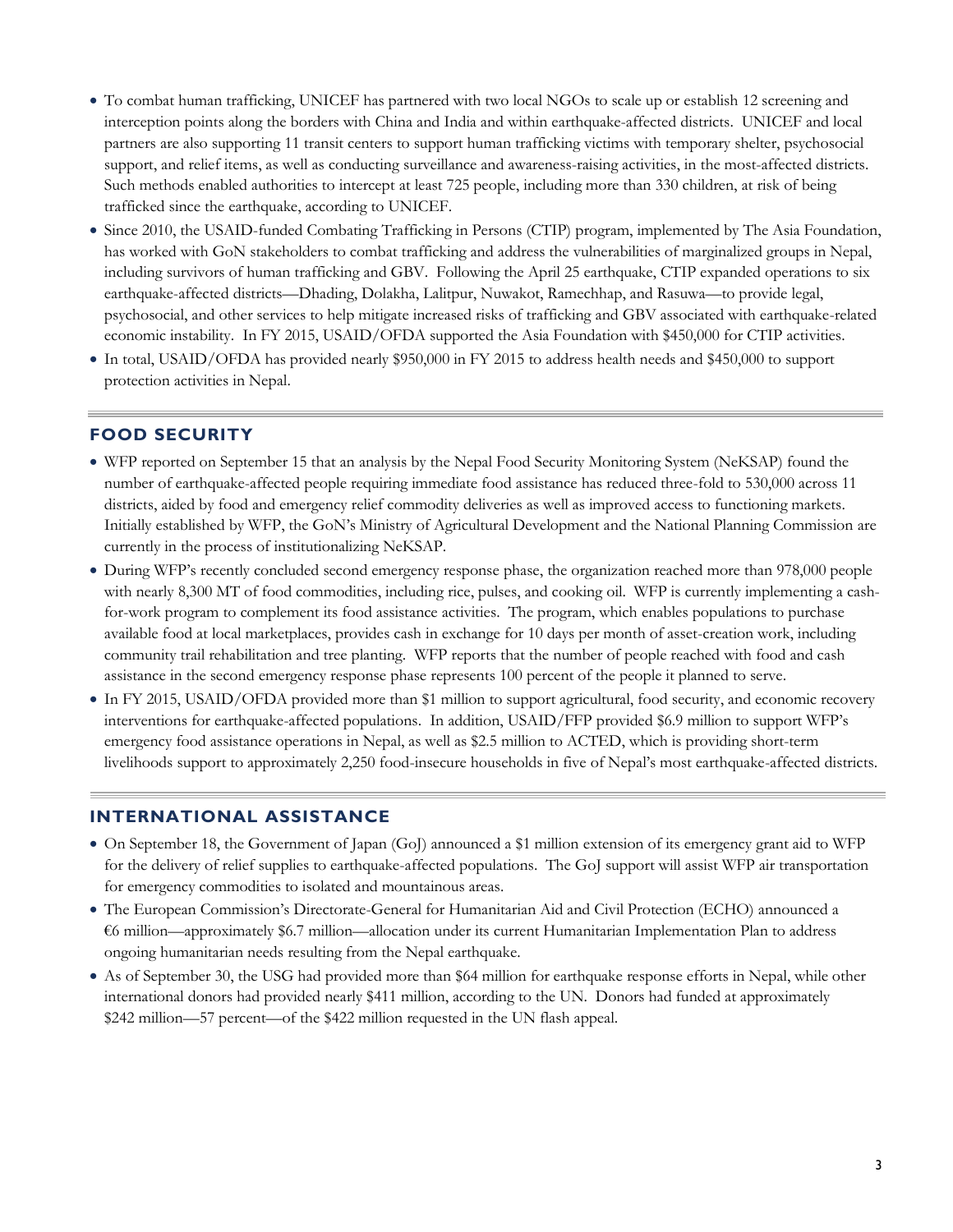- To combat human trafficking, UNICEF has partnered with two local NGOs to scale up or establish 12 screening and interception points along the borders with China and India and within earthquake-affected districts. UNICEF and local partners are also supporting 11 transit centers to support human trafficking victims with temporary shelter, psychosocial support, and relief items, as well as conducting surveillance and awareness-raising activities, in the most-affected districts. Such methods enabled authorities to intercept at least 725 people, including more than 330 children, at risk of being trafficked since the earthquake, according to UNICEF.
- Since 2010, the USAID-funded Combating Trafficking in Persons (CTIP) program, implemented by The Asia Foundation, has worked with GoN stakeholders to combat trafficking and address the vulnerabilities of marginalized groups in Nepal, including survivors of human trafficking and GBV. Following the April 25 earthquake, CTIP expanded operations to six earthquake-affected districts—Dhading, Dolakha, Lalitpur, Nuwakot, Ramechhap, and Rasuwa—to provide legal, psychosocial, and other services to help mitigate increased risks of trafficking and GBV associated with earthquake-related economic instability. In FY 2015, USAID/OFDA supported the Asia Foundation with $450,000 for CTIP activities.
- In total, USAID/OFDA has provided nearly $950,000 in FY 2015 to address health needs and $450,000 to support protection activities in Nepal.

## FOOD SECURITY

- WFP reported on September 15 that an analysis by the Nepal Food Security Monitoring System (NeKSAP) found the number of earthquake-affected people requiring immediate food assistance has reduced three-fold to 530,000 across 11 districts, aided by food and emergency relief commodity deliveries as well as improved access to functioning markets. Initially established by WFP, the GoN's Ministry of Agricultural Development and the National Planning Commission are currently in the process of institutionalizing NeKSAP.
- During WFP's recently concluded second emergency response phase, the organization reached more than 978,000 people with nearly 8,300 MT of food commodities, including rice, pulses, and cooking oil. WFP is currently implementing a cash-for-work program to complement its food assistance activities. The program, which enables populations to purchase available food at local marketplaces, provides cash in exchange for 10 days per month of asset-creation work, including community trail rehabilitation and tree planting. WFP reports that the number of people reached with food and cash assistance in the second emergency response phase represents 100 percent of the people it planned to serve.
- In FY 2015, USAID/OFDA provided more than $1 million to support agricultural, food security, and economic recovery interventions for earthquake-affected populations. In addition, USAID/FFP provided $6.9 million to support WFP's emergency food assistance operations in Nepal, as well as $2.5 million to ACTED, which is providing short-term livelihoods support to approximately 2,250 food-insecure households in five of Nepal's most earthquake-affected districts.

## INTERNATIONAL ASSISTANCE

- On September 18, the Government of Japan (GoJ) announced a $1 million extension of its emergency grant aid to WFP for the delivery of relief supplies to earthquake-affected populations. The GoJ support will assist WFP air transportation for emergency commodities to isolated and mountainous areas.
- The European Commission's Directorate-General for Humanitarian Aid and Civil Protection (ECHO) announced a €6 million—approximately $6.7 million—allocation under its current Humanitarian Implementation Plan to address ongoing humanitarian needs resulting from the Nepal earthquake.
- As of September 30, the USG had provided more than $64 million for earthquake response efforts in Nepal, while other international donors had provided nearly $411 million, according to the UN. Donors had funded at approximately $242 million—57 percent—of the $422 million requested in the UN flash appeal.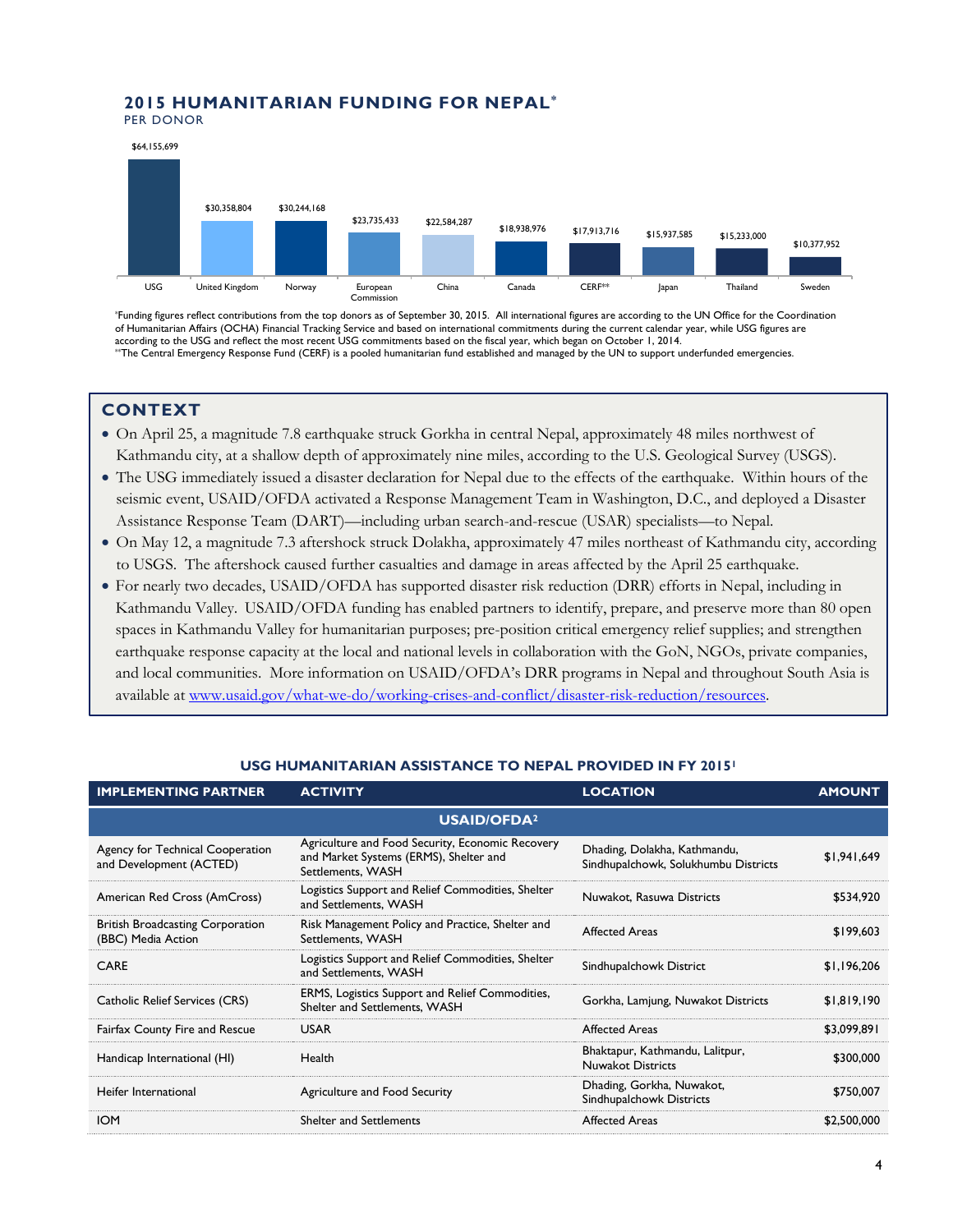## 2015 HUMANITARIAN FUNDING FOR NEPAL*

PER DONOR

| Donor | Amount |
|---|---|
| USG | $64,155,699 |
| United Kingdom | $30,358,804 |
| Norway | $30,244,168 |
| European Commission | $23,735,433 |
| China | $22,584,287 |
| Canada | $18,938,976 |
| CERF** | $17,913,716 |
| Japan | $15,937,585 |
| Thailand | $15,233,000 |
| Sweden | $10,377,952 |

*Funding figures reflect contributions from the top donors as of September 30, 2015. All international figures are according to the UN Office for the Coordination of Humanitarian Affairs (OCHA) Financial Tracking Service and based on international commitments during the current calendar year, while USG figures are according to the USG and reflect the most recent USG commitments based on the fiscal year, which began on October 1, 2014.

**The Central Emergency Response Fund (CERF) is a pooled humanitarian fund established and managed by the UN to support underfunded emergencies.

## CONTEXT

- On April 25, a magnitude 7.8 earthquake struck Gorkha in central Nepal, approximately 48 miles northwest of Kathmandu city, at a shallow depth of approximately nine miles, according to the U.S. Geological Survey (USGS).
- The USG immediately issued a disaster declaration for Nepal due to the effects of the earthquake. Within hours of the seismic event, USAID/OFDA activated a Response Management Team in Washington, D.C., and deployed a Disaster Assistance Response Team (DART)—including urban search-and-rescue (USAR) specialists—to Nepal.
- On May 12, a magnitude 7.3 aftershock struck Dolakha, approximately 47 miles northeast of Kathmandu city, according to USGS. The aftershock caused further casualties and damage in areas affected by the April 25 earthquake.
- For nearly two decades, USAID/OFDA has supported disaster risk reduction (DRR) efforts in Nepal, including in Kathmandu Valley. USAID/OFDA funding has enabled partners to identify, prepare, and preserve more than 80 open spaces in Kathmandu Valley for humanitarian purposes; pre-position critical emergency relief supplies; and strengthen earthquake response capacity at the local and national levels in collaboration with the GoN, NGOs, private companies, and local communities. More information on USAID/OFDA's DRR programs in Nepal and throughout South Asia is available at www.usaid.gov/what-we-do/working-crises-and-conflict/disaster-risk-reduction/resources.

### USG HUMANITARIAN ASSISTANCE TO NEPAL PROVIDED IN FY 2015[1]

| IMPLEMENTING PARTNER | ACTIVITY | LOCATION | AMOUNT |
|---|---|---|---|
| **USAID/OFDA[2]** | | | |
| Agency for Technical Cooperation and Development (ACTED) | Agriculture and Food Security, Economic Recovery and Market Systems (ERMS), Shelter and Settlements, WASH | Dhading, Dolakha, Kathmandu, Sindhupalchowk, Solukhumbu Districts | $1,941,649 |
| American Red Cross (AmCross) | Logistics Support and Relief Commodities, Shelter and Settlements, WASH | Nuwakot, Rasuwa Districts | $534,920 |
| British Broadcasting Corporation (BBC) Media Action | Risk Management Policy and Practice, Shelter and Settlements, WASH | Affected Areas | $199,603 |
| CARE | Logistics Support and Relief Commodities, Shelter and Settlements, WASH | Sindhupalchowk District | $1,196,206 |
| Catholic Relief Services (CRS) | ERMS, Logistics Support and Relief Commodities, Shelter and Settlements, WASH | Gorkha, Lamjung, Nuwakot Districts | $1,819,190 |
| Fairfax County Fire and Rescue | USAR | Affected Areas | $3,099,891 |
| Handicap International (HI) | Health | Bhaktapur, Kathmandu, Lalitpur, Nuwakot Districts | $300,000 |
| Heifer International | Agriculture and Food Security | Dhading, Gorkha, Nuwakot, Sindhupalchowk Districts | $750,007 |
| IOM | Shelter and Settlements | Affected Areas | $2,500,000 |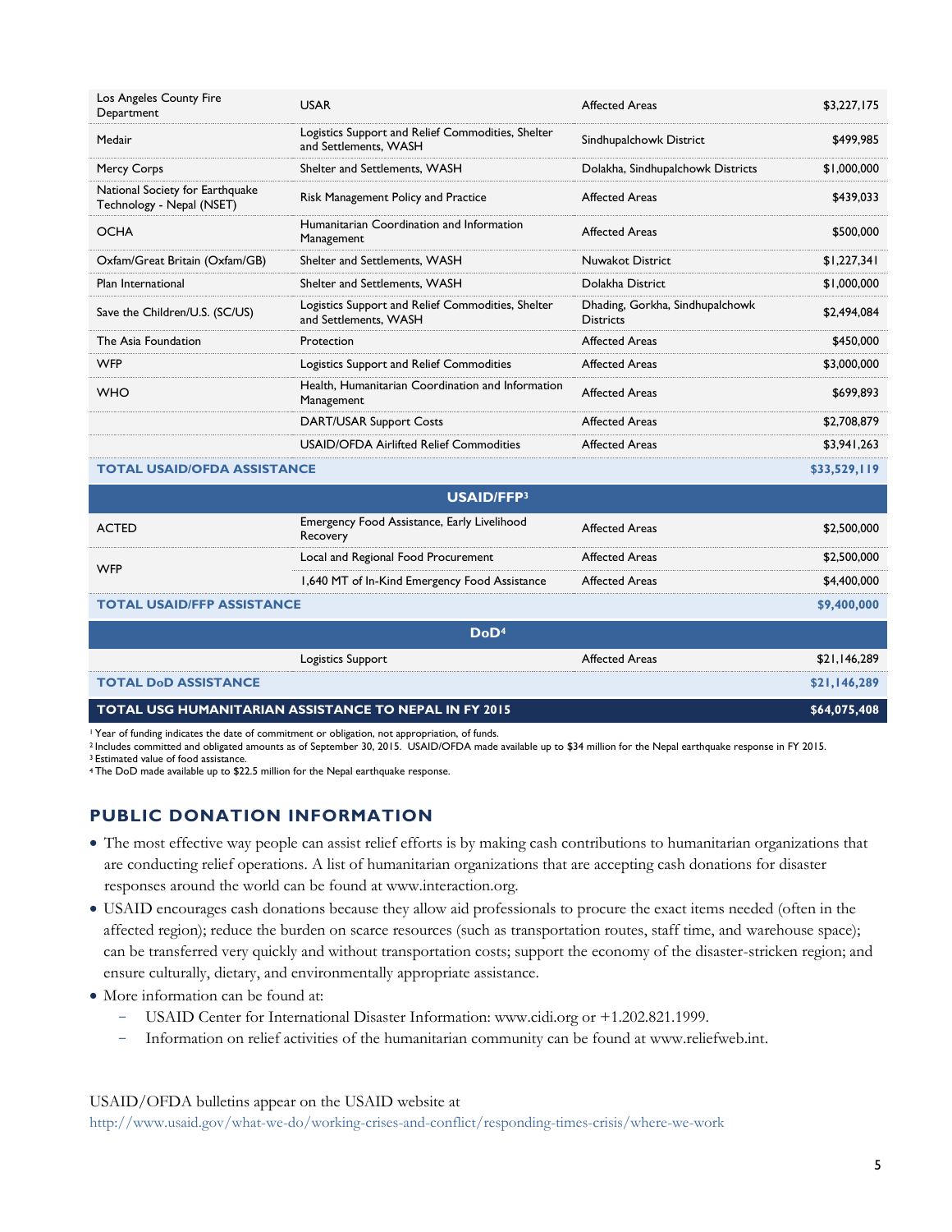| | | | |
|---|---|---|---|
| Los Angeles County Fire Department | USAR | Affected Areas | $3,227,175 |
| Medair | Logistics Support and Relief Commodities, Shelter and Settlements, WASH | Sindhupalchowk District | $499,985 |
| Mercy Corps | Shelter and Settlements, WASH | Dolakha, Sindhupalchowk Districts | $1,000,000 |
| National Society for Earthquake Technology - Nepal (NSET) | Risk Management Policy and Practice | Affected Areas | $439,033 |
| OCHA | Humanitarian Coordination and Information Management | Affected Areas | $500,000 |
| Oxfam/Great Britain (Oxfam/GB) | Shelter and Settlements, WASH | Nuwakot District | $1,227,341 |
| Plan International | Shelter and Settlements, WASH | Dolakha District | $1,000,000 |
| Save the Children/U.S. (SC/US) | Logistics Support and Relief Commodities, Shelter and Settlements, WASH | Dhading, Gorkha, Sindhupalchowk Districts | $2,494,084 |
| The Asia Foundation | Protection | Affected Areas | $450,000 |
| WFP | Logistics Support and Relief Commodities | Affected Areas | $3,000,000 |
| WHO | Health, Humanitarian Coordination and Information Management | Affected Areas | $699,893 |
| | DART/USAR Support Costs | Affected Areas | $2,708,879 |
| | USAID/OFDA Airlifted Relief Commodities | Affected Areas | $3,941,263 |
| **TOTAL USAID/OFDA ASSISTANCE** | | | **$33,529,119** |
| | **USAID/FFP[3]** | | |
| ACTED | Emergency Food Assistance, Early Livelihood Recovery | Affected Areas | $2,500,000 |
| WFP | Local and Regional Food Procurement | Affected Areas | $2,500,000 |
| | 1,640 MT of In-Kind Emergency Food Assistance | Affected Areas | $4,400,000 |
| **TOTAL USAID/FFP ASSISTANCE** | | | **$9,400,000** |
| | **DoD[4]** | | |
| | Logistics Support | Affected Areas | $21,146,289 |
| **TOTAL DoD ASSISTANCE** | | | **$21,146,289** |
| **TOTAL USG HUMANITARIAN ASSISTANCE TO NEPAL IN FY 2015** | | | **$64,075,408** |

[1] Year of funding indicates the date of commitment or obligation, not appropriation, of funds.
[2] Includes committed and obligated amounts as of September 30, 2015. USAID/OFDA made available up to $34 million for the Nepal earthquake response in FY 2015.
[3] Estimated value of food assistance.
[4] The DoD made available up to $22.5 million for the Nepal earthquake response.

## PUBLIC DONATION INFORMATION

- The most effective way people can assist relief efforts is by making cash contributions to humanitarian organizations that are conducting relief operations. A list of humanitarian organizations that are accepting cash donations for disaster responses around the world can be found at www.interaction.org.
- USAID encourages cash donations because they allow aid professionals to procure the exact items needed (often in the affected region); reduce the burden on scarce resources (such as transportation routes, staff time, and warehouse space); can be transferred very quickly and without transportation costs; support the economy of the disaster-stricken region; and ensure culturally, dietary, and environmentally appropriate assistance.
- More information can be found at:
  - USAID Center for International Disaster Information: www.cidi.org or +1.202.821.1999.
  - Information on relief activities of the humanitarian community can be found at www.reliefweb.int.

USAID/OFDA bulletins appear on the USAID website at http://www.usaid.gov/what-we-do/working-crises-and-conflict/responding-times-crisis/where-we-work